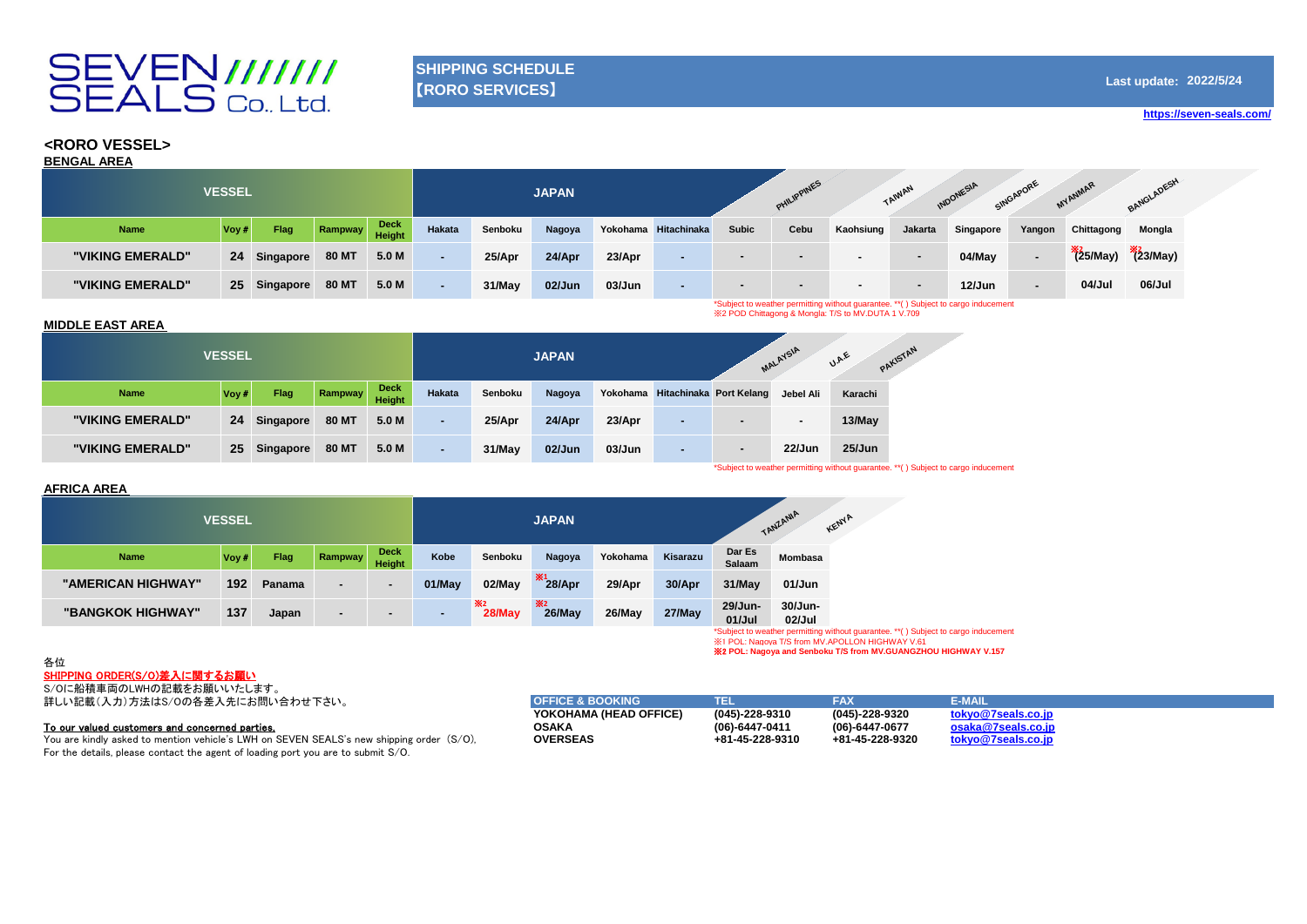SEVEN SEALS Co., Ltd.

# SHIPPING SCHEDULE
# 【RORO SERVICES】

Last update: 2022/5/24

https://seven-seals.com/

## <RORO VESSEL>

### BENGAL AREA

| VESSEL | | | | | JAPAN | | | | | PHILIPPINES | | TAIWAN | INDONESIA | SINGAPORE | MYANMAR | BANGLADESH | |
|---|---|---|---|---|---|---|---|---|---|---|---|---|---|---|---|---|---|
| Name | Voy # | Flag | Rampway | Deck Height | Hakata | Senboku | Nagoya | Yokohama | Hitachinaka | Subic | Cebu | Kaohsiung | Jakarta | Singapore | Yangon | Chittagong | Mongla |
| "VIKING EMERALD" | 24 | Singapore | 80 MT | 5.0 M | - | 25/Apr | 24/Apr | 23/Apr | - | - | - | - | - | 04/May | - | ※2 (25/May) | ※2 (23/May) |
| "VIKING EMERALD" | 25 | Singapore | 80 MT | 5.0 M | - | 31/May | 02/Jun | 03/Jun | - | - | - | - | - | 12/Jun | - | 04/Jul | 06/Jul |

*Subject to weather permitting without guarantee. **( ) Subject to cargo inducement
※2 POD Chittagong & Mongla: T/S to MV.DUTA 1 V.709

### MIDDLE EAST AREA

| VESSEL | | | | | JAPAN | | | | | MALAYSIA | U.A.E | PAKISTAN |
|---|---|---|---|---|---|---|---|---|---|---|---|---|
| Name | Voy # | Flag | Rampway | Deck Height | Hakata | Senboku | Nagoya | Yokohama | Hitachinaka | Port Kelang | Jebel Ali | Karachi |
| "VIKING EMERALD" | 24 | Singapore | 80 MT | 5.0 M | - | 25/Apr | 24/Apr | 23/Apr | - | - | - | 13/May |
| "VIKING EMERALD" | 25 | Singapore | 80 MT | 5.0 M | - | 31/May | 02/Jun | 03/Jun | - | - | 22/Jun | 25/Jun |

*Subject to weather permitting without guarantee. **( ) Subject to cargo inducement

### AFRICA AREA

| VESSEL | | | | | JAPAN | | | | | TANZANIA | KENYA |
|---|---|---|---|---|---|---|---|---|---|---|---|
| Name | Voy # | Flag | Rampway | Deck Height | Kobe | Senboku | Nagoya | Yokohama | Kisarazu | Dar Es Salaam | Mombasa |
| "AMERICAN HIGHWAY" | 192 | Panama | - | - | 01/May | 02/May | ※1 28/Apr | 29/Apr | 30/Apr | 31/May | 01/Jun |
| "BANGKOK HIGHWAY" | 137 | Japan | - | - | - | ※2 28/May | ※2 26/May | 26/May | 27/May | 29/Jun-01/Jul | 30/Jun-02/Jul |

*Subject to weather permitting without guarantee. **( ) Subject to cargo inducement
※1 POL: Nagoya T/S from MV.APOLLON HIGHWAY V.61
**※2 POL: Nagoya and Senboku T/S from MV.GUANGZHOU HIGHWAY V.157**

各位
**SHIPPING ORDER(S/O)差入に関するお願い**
S/Oに船積車両のLWHの記載をお願いいたします。
詳しい記載(入力)方法はS/Oの各差入先にお問い合わせ下さい。

**To our valued customers and concerned parties,**
You are kindly asked to mention vehicle's LWH on SEVEN SEALS's new shipping order (S/O).
For the details, please contact the agent of loading port you are to submit S/O.

| OFFICE & BOOKING | TEL | FAX | E-MAIL |
|---|---|---|---|
| YOKOHAMA (HEAD OFFICE) | (045)-228-9310 | (045)-228-9320 | tokyo@7seals.co.jp |
| OSAKA | (06)-6447-0411 | (06)-6447-0677 | osaka@7seals.co.jp |
| OVERSEAS | +81-45-228-9310 | +81-45-228-9320 | tokyo@7seals.co.jp |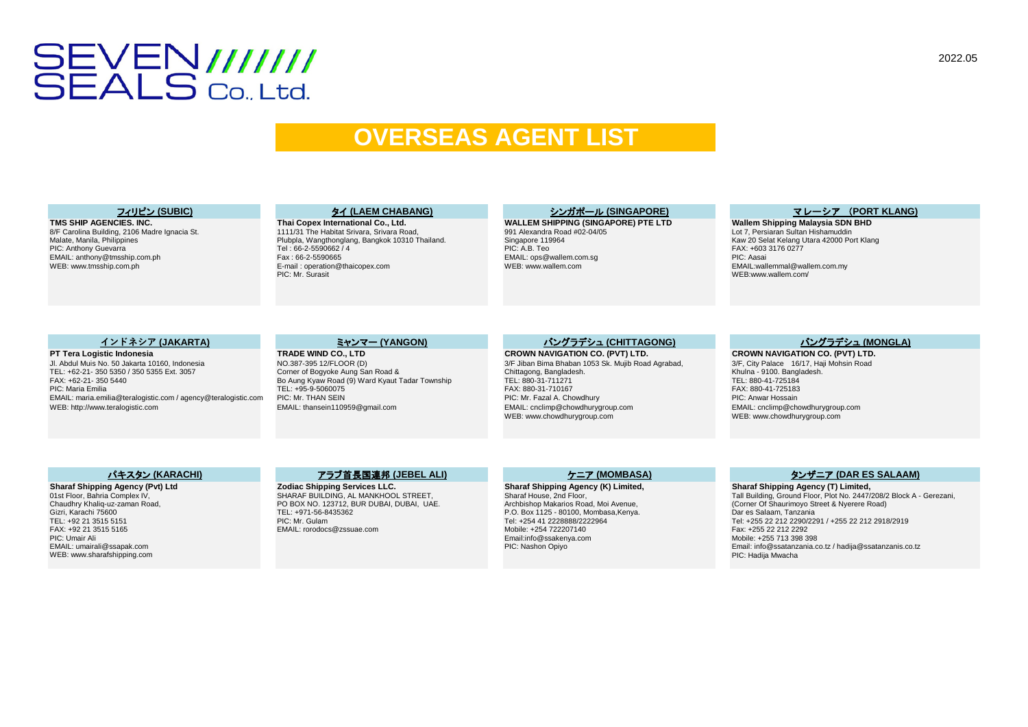# SEVEN SEALS Co., Ltd.

2022.05

# OVERSEAS AGENT LIST

### フィリピン (SUBIC)

**TMS SHIP AGENCIES. INC.**
8/F Carolina Building, 2106 Madre Ignacia St.
Malate, Manila, Philippines
PIC: Anthony Guevarra
EMAIL: anthony@tmsship.com.ph
WEB: www.tmsship.com.ph

### タイ (LAEM CHABANG)

**Thai Copex International Co., Ltd.**
1111/31 The Habitat Srivara, Srivara Road,
Plubpla, Wangthonglang, Bangkok 10310 Thailand.
Tel : 66-2-5590662 / 4
Fax : 66-2-5590665
E-mail : operation@thaicopex.com
PIC: Mr. Surasit

### シンガポール (SINGAPORE)

**WALLEM SHIPPING (SINGAPORE) PTE LTD**
991 Alexandra Road #02-04/05
Singapore 119964
PIC: A.B. Teo
EMAIL: ops@wallem.com.sg
WEB: www.wallem.com

### マレーシア （PORT KLANG)

**Wallem Shipping Malaysia SDN BHD**
Lot 7, Persiaran Sultan Hishamuddin
Kaw 20 Selat Kelang Utara 42000 Port Klang
FAX: +603 3176 0277
PIC: Aasai
EMAIL:wallemmal@wallem.com.my
WEB:www.wallem.com/

### インドネシア (JAKARTA)

**PT Tera Logistic Indonesia**
Jl. Abdul Muis No. 50 Jakarta 10160, Indonesia
TEL: +62-21- 350 5350 / 350 5355 Ext. 3057
FAX: +62-21- 350 5440
PIC: Maria Emilia
EMAIL: maria.emilia@teralogistic.com / agency@teralogistic.com
WEB: http://www.teralogistic.com

### ミャンマー (YANGON)

**TRADE WIND CO., LTD**
NO.387-395 12/FLOOR (D)
Corner of Bogyoke Aung San Road &
Bo Aung Kyaw Road (9) Ward Kyaut Tadar Township
TEL: +95-9-5060075
PIC: Mr. THAN SEIN
EMAIL: thansein110959@gmail.com

### バングラデシュ (CHITTAGONG)

**CROWN NAVIGATION CO. (PVT) LTD.**
3/F Jiban Bima Bhaban 1053 Sk. Mujib Road Agrabad,
Chittagong, Bangladesh.
TEL: 880-31-711271
FAX: 880-31-710167
PIC: Mr. Fazal A. Chowdhury
EMAIL: cnclimp@chowdhurygroup.com
WEB: www.chowdhurygroup.com

### バングラデシュ (MONGLA)

**CROWN NAVIGATION CO. (PVT) LTD.**
3/F, City Palace 16/17, Haji Mohsin Road
Khulna - 9100. Bangladesh.
TEL: 880-41-725184
FAX: 880-41-725183
PIC: Anwar Hossain
EMAIL: cnclimp@chowdhurygroup.com
WEB: www.chowdhurygroup.com

### パキスタン (KARACHI)

**Sharaf Shipping Agency (Pvt) Ltd**
01st Floor, Bahria Complex IV,
Chaudhry Khaliq-uz-zaman Road,
Gizri, Karachi 75600
TEL: +92 21 3515 5151
FAX: +92 21 3515 5165
PIC: Umair Ali
EMAIL: umairali@ssapak.com
WEB: www.sharafshipping.com

### アラブ首長国連邦 (JEBEL ALI)

**Zodiac Shipping Services LLC.**
SHARAF BUILDING, AL MANKHOOL STREET,
PO BOX NO. 123712, BUR DUBAI, DUBAI, UAE.
TEL: +971-56-8435362
PIC: Mr. Gulam
EMAIL: rorodocs@zssuae.com

### ケニア (MOMBASA)

**Sharaf Shipping Agency (K) Limited,**
Sharaf House, 2nd Floor,
Archbishop Makarios Road, Moi Avenue,
P.O. Box 1125 - 80100, Mombasa,Kenya.
Tel: +254 41 2228888/2222964
Mobile: +254 722207140
Email:info@ssakenya.com
PIC: Nashon Opiyo

### タンザニア (DAR ES SALAAM)

**Sharaf Shipping Agency (T) Limited,**
Tall Building, Ground Floor, Plot No. 2447/208/2 Block A - Gerezani,
(Corner Of Shaurimoyo Street & Nyerere Road)
Dar es Salaam, Tanzania
Tel: +255 22 212 2290/2291 / +255 22 212 2918/2919
Fax: +255 22 212 2292
Mobile: +255 713 398 398
Email: info@ssatanzania.co.tz / hadija@ssatanzanis.co.tz
PIC: Hadija Mwacha